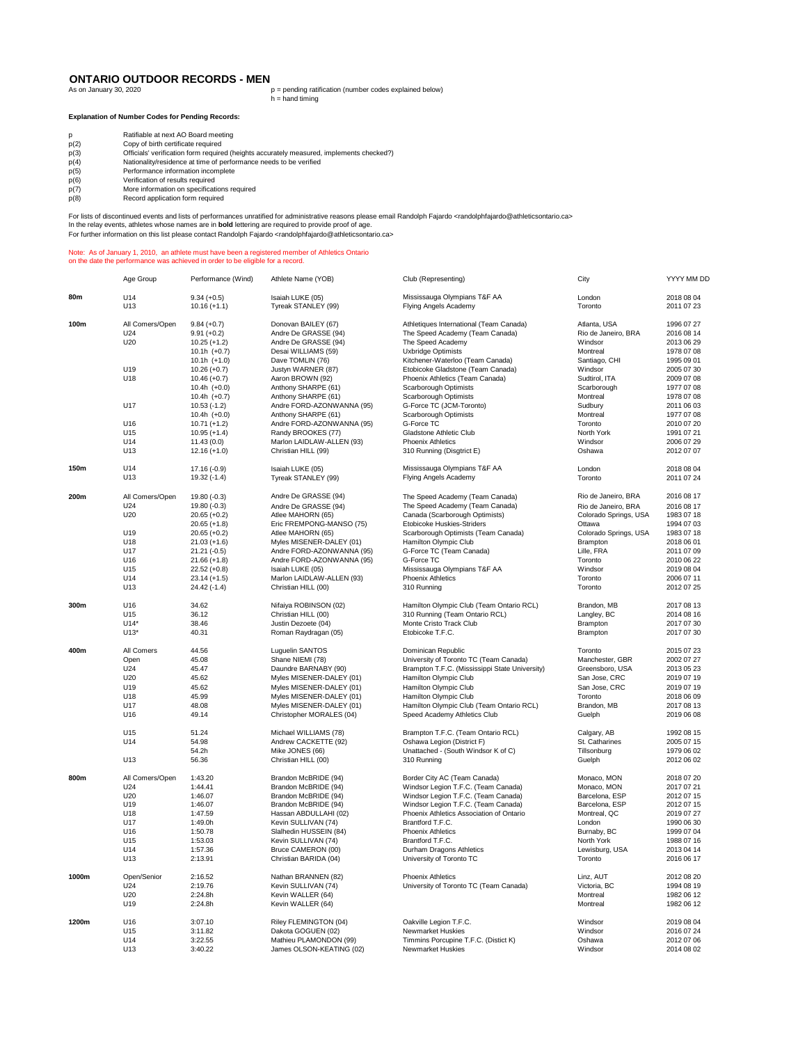# ONTARIO OUTDOOR RECORDS - MEN

As on January 30, 2020

p = pending ratification (number codes explained below)
h = hand timing

**Explanation of Number Codes for Pending Records:**

| | |
|---|---|
| p | Ratifiable at next AO Board meeting |
| p(2) | Copy of birth certificate required |
| p(3) | Officials' verification form required (heights accurately measured, implements checked?) |
| p(4) | Nationality/residence at time of performance needs to be verified |
| p(5) | Performance information incomplete |
| p(6) | Verification of results required |
| p(7) | More information on specifications required |
| p(8) | Record application form required |

For lists of discontinued events and lists of performances unratified for administrative reasons please email Randolph Fajardo <randolphfajardo@athleticsontario.ca>
In the relay events, athletes whose names are in **bold** lettering are required to provide proof of age.
For further information on this list please contact Randolph Fajardo <randolphfajardo@athleticsontario.ca>

Note: As of January 1, 2010, an athlete must have been a registered member of Athletics Ontario on the date the performance was achieved in order to be eligible for a record.

| | Age Group | Performance (Wind) | Athlete Name (YOB) | Club (Representing) | City | YYYY MM DD |
|---|---|---|---|---|---|---|
| **80m** | U14 | 9.34 (+0.5) | Isaiah LUKE (05) | Mississauga Olympians T&F AA | London | 2018 08 04 |
| | U13 | 10.16 (+1.1) | Tyreak STANLEY (99) | Flying Angels Academy | Toronto | 2011 07 23 |
| **100m** | All Comers/Open | 9.84 (+0.7) | Donovan BAILEY (67) | Athletiques International (Team Canada) | Atlanta, USA | 1996 07 27 |
| | U24 | 9.91 (+0.2) | Andre De GRASSE (94) | The Speed Academy (Team Canada) | Rio de Janeiro, BRA | 2016 08 14 |
| | U20 | 10.25 (+1.2) | Andre De GRASSE (94) | The Speed Academy | Windsor | 2013 06 29 |
| | | 10.1h (+0.7) | Desai WILLIAMS (59) | Uxbridge Optimists | Montreal | 1978 07 08 |
| | | 10.1h (+1.0) | Dave TOMLIN (76) | Kitchener-Waterloo (Team Canada) | Santiago, CHI | 1995 09 01 |
| | U19 | 10.26 (+0.7) | Justyn WARNER (87) | Etobicoke Gladstone (Team Canada) | Windsor | 2005 07 30 |
| | U18 | 10.46 (+0.7) | Aaron BROWN (92) | Phoenix Athletics (Team Canada) | Sudtirol, ITA | 2009 07 08 |
| | | 10.4h (+0.0) | Anthony SHARPE (61) | Scarborough Optimists | Scarborough | 1977 07 08 |
| | | 10.4h (+0.7) | Anthony SHARPE (61) | Scarborough Optimists | Montreal | 1978 07 08 |
| | U17 | 10.53 (-1.2) | Andre FORD-AZONWANNA (95) | G-Force TC (JCM-Toronto) | Sudbury | 2011 06 03 |
| | | 10.4h (+0.0) | Anthony SHARPE (61) | Scarborough Optimists | Montreal | 1977 07 08 |
| | U16 | 10.71 (+1.2) | Andre FORD-AZONWANNA (95) | G-Force TC | Toronto | 2010 07 20 |
| | U15 | 10.95 (+1.4) | Randy BROOKES (77) | Gladstone Athletic Club | North York | 1991 07 21 |
| | U14 | 11.43 (0.0) | Marlon LAIDLAW-ALLEN (93) | Phoenix Athletics | Windsor | 2006 07 29 |
| | U13 | 12.16 (+1.0) | Christian HILL (99) | 310 Running (Disgtrict E) | Oshawa | 2012 07 07 |
| **150m** | U14 | 17.16 (-0.9) | Isaiah LUKE (05) | Mississauga Olympians T&F AA | London | 2018 08 04 |
| | U13 | 19.32 (-1.4) | Tyreak STANLEY (99) | Flying Angels Academy | Toronto | 2011 07 24 |
| **200m** | All Comers/Open | 19.80 (-0.3) | Andre De GRASSE (94) | The Speed Academy (Team Canada) | Rio de Janeiro, BRA | 2016 08 17 |
| | U24 | 19.80 (-0.3) | Andre De GRASSE (94) | The Speed Academy (Team Canada) | Rio de Janeiro, BRA | 2016 08 17 |
| | U20 | 20.65 (+0.2) | Atlee MAHORN (65) | Canada (Scarborough Optimists) | Colorado Springs, USA | 1983 07 18 |
| | | 20.65 (+1.8) | Eric FREMPONG-MANSO (75) | Etobicoke Huskies-Striders | Ottawa | 1994 07 03 |
| | U19 | 20.65 (+0.2) | Atlee MAHORN (65) | Scarborough Optimists (Team Canada) | Colorado Springs, USA | 1983 07 18 |
| | U18 | 21.03 (+1.6) | Myles MISENER-DALEY (01) | Hamilton Olympic Club | Brampton | 2018 06 01 |
| | U17 | 21.21 (-0.5) | Andre FORD-AZONWANNA (95) | G-Force TC (Team Canada) | Lille, FRA | 2011 07 09 |
| | U16 | 21.66 (+1.8) | Andre FORD-AZONWANNA (95) | G-Force TC | Toronto | 2010 06 22 |
| | U15 | 22.52 (+0.8) | Isaiah LUKE (05) | Mississauga Olympians T&F AA | Windsor | 2019 08 04 |
| | U14 | 23.14 (+1.5) | Marlon LAIDLAW-ALLEN (93) | Phoenix Athletics | Toronto | 2006 07 11 |
| | U13 | 24.42 (-1.4) | Christian HILL (00) | 310 Running | Toronto | 2012 07 25 |
| **300m** | U16 | 34.62 | Nifaiya ROBINSON (02) | Hamilton Olympic Club (Team Ontario RCL) | Brandon, MB | 2017 08 13 |
| | U15 | 36.12 | Christian HILL (00) | 310 Running (Team Ontario RCL) | Langley, BC | 2014 08 16 |
| | U14* | 38.46 | Justin Dezoete (04) | Monte Cristo Track Club | Brampton | 2017 07 30 |
| | U13* | 40.31 | Roman Raydragan (05) | Etobicoke T.F.C. | Brampton | 2017 07 30 |
| **400m** | All Comers | 44.56 | Luguelin SANTOS | Dominican Republic | Toronto | 2015 07 23 |
| | Open | 45.08 | Shane NIEMI (78) | University of Toronto TC (Team Canada) | Manchester, GBR | 2002 07 27 |
| | U24 | 45.47 | Daundre BARNABY (90) | Brampton T.F.C. (Mississippi State University) | Greensboro, USA | 2013 05 23 |
| | U20 | 45.62 | Myles MISENER-DALEY (01) | Hamilton Olympic Club | San Jose, CRC | 2019 07 19 |
| | U19 | 45.62 | Myles MISENER-DALEY (01) | Hamilton Olympic Club | San Jose, CRC | 2019 07 19 |
| | U18 | 45.99 | Myles MISENER-DALEY (01) | Hamilton Olympic Club | Toronto | 2018 06 09 |
| | U17 | 48.08 | Myles MISENER-DALEY (01) | Hamilton Olympic Club (Team Ontario RCL) | Brandon, MB | 2017 08 13 |
| | U16 | 49.14 | Christopher MORALES (04) | Speed Academy Athletics Club | Guelph | 2019 06 08 |
| | U15 | 51.24 | Michael WILLIAMS (78) | Brampton T.F.C. (Team Ontario RCL) | Calgary, AB | 1992 08 15 |
| | U14 | 54.98 | Andrew CACKETTE (92) | Oshawa Legion (District F) | St. Catharines | 2005 07 15 |
| | | 54.2h | Mike JONES (66) | Unattached - (South Windsor K of C) | Tillsonburg | 1979 06 02 |
| | U13 | 56.36 | Christian HILL (00) | 310 Running | Guelph | 2012 06 02 |
| **800m** | All Comers/Open | 1:43.20 | Brandon McBRIDE (94) | Border City AC (Team Canada) | Monaco, MON | 2018 07 20 |
| | U24 | 1:44.41 | Brandon McBRIDE (94) | Windsor Legion T.F.C. (Team Canada) | Monaco, MON | 2017 07 21 |
| | U20 | 1:46.07 | Brandon McBRIDE (94) | Windsor Legion T.F.C. (Team Canada) | Barcelona, ESP | 2012 07 15 |
| | U19 | 1:46.07 | Brandon McBRIDE (94) | Windsor Legion T.F.C. (Team Canada) | Barcelona, ESP | 2012 07 15 |
| | U18 | 1:47.59 | Hassan ABDULLAHI (02) | Phoenix Athletics Association of Ontario | Montreal, QC | 2019 07 27 |
| | U17 | 1:49.0h | Kevin SULLIVAN (74) | Brantford T.F.C. | London | 1990 06 30 |
| | U16 | 1:50.78 | Slalhedin HUSSEIN (84) | Phoenix Athletics | Burnaby, BC | 1999 07 04 |
| | U15 | 1:53.03 | Kevin SULLIVAN (74) | Brantford T.F.C. | North York | 1988 07 16 |
| | U14 | 1:57.36 | Bruce CAMERON (00) | Durham Dragons Athletics | Lewisburg, USA | 2013 04 14 |
| | U13 | 2:13.91 | Christian BARIDA (04) | University of Toronto TC | Toronto | 2016 06 17 |
| **1000m** | Open/Senior | 2:16.52 | Nathan BRANNEN (82) | Phoenix Athletics | Linz, AUT | 2012 08 20 |
| | U24 | 2:19.76 | Kevin SULLIVAN (74) | University of Toronto TC (Team Canada) | Victoria, BC | 1994 08 19 |
| | U20 | 2:24.8h | Kevin WALLER (64) | | Montreal | 1982 06 12 |
| | U19 | 2:24.8h | Kevin WALLER (64) | | Montreal | 1982 06 12 |
| **1200m** | U16 | 3:07.10 | Riley FLEMINGTON (04) | Oakville Legion T.F.C. | Windsor | 2019 08 04 |
| | U15 | 3:11.82 | Dakota GOGUEN (02) | Newmarket Huskies | Windsor | 2016 07 24 |
| | U14 | 3:22.55 | Mathieu PLAMONDON (99) | Timmins Porcupine T.F.C. (Distict K) | Oshawa | 2012 07 06 |
| | U13 | 3:40.22 | James OLSON-KEATING (02) | Newmarket Huskies | Windsor | 2014 08 02 |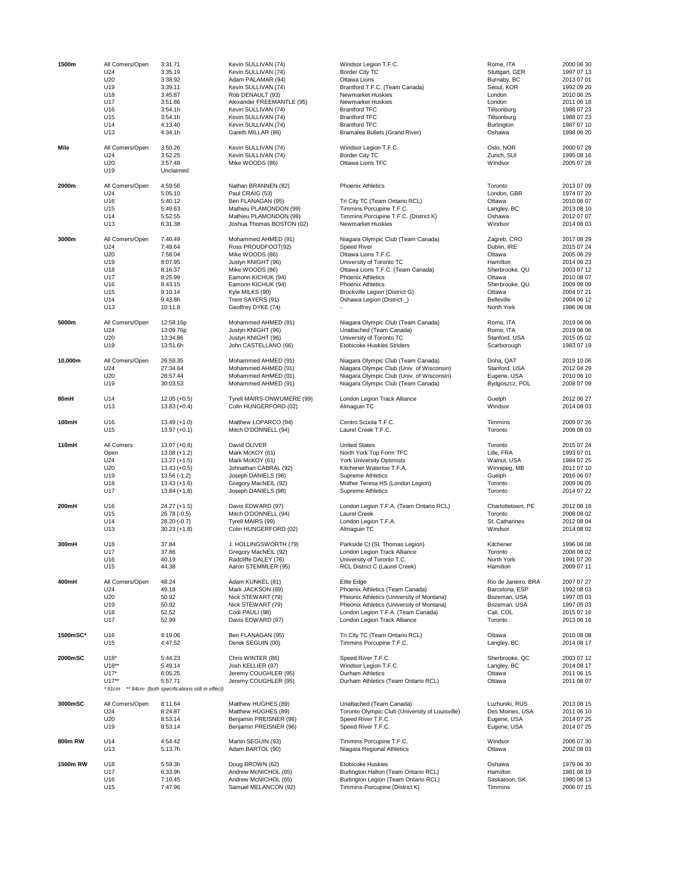| Event | Category | Mark | Athlete | Club | Location | Date |
|---|---|---|---|---|---|---|
| **1500m** | All Comers/Open | 3:31.71 | Kevin SULLIVAN (74) | Windsor Legion T.F.C. | Rome, ITA | 2000 06 30 |
| | U24 | 3:35.19 | Kevin SULLIVAN (74) | Border City TC | Stuttgart, GER | 1997 07 13 |
| | U20 | 3:38.92 | Adam PALAMAR (94) | Ottawa Lions | Burnaby, BC | 2013 07 01 |
| | U19 | 3:39.11 | Kevin SULLIVAN (74) | Brantford T.F.C. (Team Canada) | Seoul, KOR | 1992 09 20 |
| | U18 | 3:45.87 | Rob DENAULT (93) | Newmarket Huskies | London | 2010 06 25 |
| | U17 | 3:51.86 | Alexander FREEMANTLE (95) | Newmarket Huskies | London | 2011 06 18 |
| | U16 | 3:54.1h | Kevin SULLIVAN (74) | Brantford TFC | Tillsonburg | 1988 07 23 |
| | U15 | 3:54.1h | Kevin SULLIVAN (74) | Brantford TFC | Tillsonburg | 1988 07 23 |
| | U14 | 4:13.40 | Kevin SULLIVAN (74) | Brantford TFC | Burlington | 1987 07 10 |
| | U13 | 4:34.1h | Gareth MILLAR (86) | Bramalea Bullets (Grand River) | Oshawa | 1998 06 20 |
| **Mile** | All Comers/Open | 3:50.26 | Kevin SULLIVAN (74) | Windsor Legion T.F.C. | Oslo, NOR | 2000 07 28 |
| | U24 | 3:52.25 | Kevin SULLIVAN (74) | Border City TC | Zurich, SUI | 1995 08 16 |
| | U20 | 3:57.48 | Mike WOODS (86) | Ottawa Lions TFC | Windsor | 2005 07 28 |
| | U19 | Unclaimed | | | | |
| **2000m** | All Comers/Open | 4:59.56 | Nathan BRANNEN (82) | Phoenix Athletics | Toronto | 2013 07 09 |
| | U24 | 5:05.10 | Paul CRAIG (53) | | London, GBR | 1974 07 20 |
| | U16 | 5:40.12 | Ben FLANAGAN (95) | Tri City TC (Team Ontario RCL) | Ottawa | 2010 08 07 |
| | U15 | 5:49.63 | Mathieu PLAMONDON (99) | Timmins Porcupine T.F.C. | Langley, BC | 2013 08 10 |
| | U14 | 5:52.55 | Mathieu PLAMONDON (99) | Timmins Porcupine T.F.C. (District K) | Oshawa | 2012 07 07 |
| | U13 | 6:31.38 | Joshua Thomas BOSTON (02) | Newmarket Huskies | Windsor | 2014 08 03 |
| **3000m** | All Comers/Open | 7:40.49 | Mohammed AHMED (91) | Niagara Olympic Club (Team Canada) | Zagreb, CRO | 2017 08 29 |
| | U24 | 7:49.64 | Ross PROUDFOOT(92) | Speed River | Dublin, IRE | 2015 07 24 |
| | U20 | 7:58.04 | Mike WOODS (86) | Ottawa Lions T.F.C. | Ottawa | 2005 06 29 |
| | U19 | 8:07.95 | Justyn KNIGHT (96) | University of Toronto TC | Hamilton | 2014 06 23 |
| | U18 | 8:16.37 | Mike WOODS (86) | Ottawa Lions T.F.C. (Team Canada) | Sherbrooke, QU | 2003 07 12 |
| | U17 | 8:25.99 | Eamonn KICHUK (94) | Phoenix Athletics | Ottawa | 2010 08 07 |
| | U16 | 8:43.15 | Eamonn KICHUK (94) | Phoenix Athletics | Sherbrooke, QU | 2009 08 09 |
| | U15 | 9:10.14 | Kyle MILKS (90) | Brockville Legion (District G) | Ottawa | 2004 07 21 |
| | U14 | 9:43.8h | Trent SAYERS (91) | Oshawa Legion (District _) | Belleville | 2004 06 12 |
| | U13 | 10:11.8 | Geoffrey DYKE (74) | - | North York | 1986 06 08 |
| **5000m** | All Comers/Open | 12:58.16p | Mohammed AHMED (91) | Niagara Olympic Club (Team Canada) | Rome, ITA | 2019 06 06 |
| | U24 | 13:09.76p | Justyn KNIGHT (96) | Unattached (Team Canada) | Rome, ITA | 2019 06 06 |
| | U20 | 13:34.86 | Justyn KNIGHT (96) | University of Toronto TC | Stanford, USA | 2015 05 02 |
| | U19 | 13:51.6h | John CASTELLANO (66) | Etobicoke Huskies Striders | Scarborough | 1983 07 19 |
| **10,000m** | All Comers/Open | 26:59.35 | Mohammed AHMED (91) | Niagara Olympic Club (Team Canada) | Doha, QAT | 2019 10 06 |
| | U24 | 27:34.64 | Mohammed AHMED (91) | Niagara Olympic Club (Univ. of Wisconsin) | Stanford, USA | 2012 04 29 |
| | U20 | 28:57.44 | Mohammed AHMED (91) | Niagara Olympic Club (Univ. of Wisconsin) | Eugene, USA | 2010 06 10 |
| | U19 | 30:03.53 | Mohammed AHMED (91) | Niagara Olympic Club (Team Canada) | Bydgoszcz, POL | 2008 07 09 |
| **80mH** | U14 | 12.05 (+0.5) | Tyrell MAIRS-ONWUMERE (99) | London Legion Track Alliance | Guelph | 2012 06 27 |
| | U13 | 13.83 (+0.4) | Colin HUNGERFORD (02) | Almaguin TC | Windsor | 2014 08 03 |
| **100mH** | U16 | 13.49 (+1.0) | Matthew LOPARCO (94) | Centro Scuola T.F.C. | Timmins | 2009 07 26 |
| | U15 | 13.97 (+0.1) | Mitch O'DONNELL (94) | Laurel Creek T.F.C. | Toronto | 2008 08 03 |
| **110mH** | All Comers | 13.07 (+0.8) | David OLIVER | United States | Toronto | 2015 07 24 |
| | Open | 13.08 (+1.2) | Mark McKOY (61) | North York Top Form TFC | Lille, FRA | 1993 07 01 |
| | U24 | 13.27 (+1.5) | Mark McKOY (61) | York University Optimists | Walnut, USA | 1984 07 25 |
| | U20 | 13.43 (+0.5) | Johnathan CABRAL (92) | Kitchener Waterloo T.F.A. | Winnipeg, MB | 2011 07 10 |
| | U19 | 13.56 (-1.2) | Joseph DANIELS (98) | Supreme Athletics | Guelph | 2016 06 07 |
| | U18 | 13.43 (+1.6) | Gregory MacNEIL (92) | Mother Teresa HS (London Legion) | Toronto | 2009 06 05 |
| | U17 | 13.84 (+1.8) | Joseph DANIELS (98) | Supreme Athletics | Toronto | 2014 07 22 |
| **200mH** | U16 | 24.27 (+1.5) | Davis EDWARD (97) | London Legion T.F.A. (Team Ontario RCL) | Charlottetown, PE | 2012 08 18 |
| | U15 | 26.78 (-0.5) | Mitch O'DONNELL (94) | Laurel Creek | Toronto | 2008 08 02 |
| | U14 | 28.20 (-0.7) | Tyrell MAIRS (99) | London Legion T.F.A. | St. Catharines | 2012 08 04 |
| | U13 | 30.23 (+1.8) | Colin HUNGERFORD (02) | Almaguin TC | Windsor | 2014 08 02 |
| **300mH** | U18 | 37.84 | J. HOLLINGSWORTH (79) | Parkside CI (St. Thomas Legion) | Kitchener | 1996 06 08 |
| | U17 | 37.86 | Gregory MacNEIL (92) | London Legion Track Alliance | Toronto | 2008 08 02 |
| | U16 | 40.19 | Radcliffe DALEY (76) | University of Toronto T.C. | North York | 1991 07 20 |
| | U15 | 44.38 | Aaron STEMMLER (95) | RCL District C (Laurel Creek) | Hamilton | 2009 07 11 |
| **400mH** | All Comers/Open | 48.24 | Adam KUNKEL (81) | Elite Edge | Rio de Janeiro, BRA | 2007 07 27 |
| | U24 | 49.18 | Mark JACKSON (69) | Phoenix Athletics (Team Canada) | Barcelona, ESP | 1992 08 03 |
| | U20 | 50.92 | Nick STEWART (79) | Pheonix Athletics (University of Montana) | Bozeman, USA | 1997 05 03 |
| | U19 | 50.92 | Nick STEWART (79) | Pheonix Athletics (University of Montana) | Bozeman, USA | 1997 05 03 |
| | U18 | 52.52 | Codi PAULI (98) | London Legion T.F.A. (Team Canada) | Cali, COL | 2015 07 16 |
| | U17 | 52.99 | Davis EDWARD (97) | London Legion Track Alliance | Toronto | 2013 06 16 |
| **1500mSC*** | U16 | 4:19.06 | Ben FLANAGAN (95) | Tri City TC (Team Ontario RCL) | Ottawa | 2010 08 08 |
| | U15 | 4:47.52 | Derek SEGUIN (00) | Timmins Porcupine T.F.C. | Langley, BC | 2014 08 17 |
| **2000mSC** | U18* | 5:44.23 | Chris WINTER (86) | Speed River T.F.C. | Sherbrooke, QC | 2003 07 12 |
| | U18** | 5:49.14 | Josh KELLIER (97) | Windsor Legion T.F.C. | Langley, BC | 2014 08 17 |
| | U17* | 6:05.25 | Jeremy COUGHLER (95) | Durham Athletics | Ottawa | 2011 06 15 |
| | U17** | 5:57.71 | Jeremy COUGHLER (95) | Durham Athletics (Team Ontario RCL) | Ottawa | 2011 08 07 |
| | * 91cm ** 84cm (both specifications still in effect) | | | | | |
| **3000mSC** | All Comers/Open | 8:11.64 | Matthew HUGHES (89) | Unattached (Team Canada) | Luzhuniki, RUS | 2013 08 15 |
| | U24 | 8:24.87 | Matthew HUGHES (89) | Toronto Olympic Club (University of Louisville) | Des Moines, USA | 2011 06 10 |
| | U20 | 8:53.14 | Benjamin PREISNER (96) | Speed River T.F.C. | Eugene, USA | 2014 07 25 |
| | U19 | 8:53.14 | Benjamin PREISNER (96) | Speed River T.F.C. | Eugene, USA | 2014 07 25 |
| **800m RW** | U14 | 4:54.42 | Martin SEGUIN (93) | Timmins Porcupine T.F.C. | Windsor | 2006 07 30 |
| | U13 | 5:13.7h | Adam BARTOL (90) | Niagara Regional Athletics | Ottawa | 2002 08 03 |
| **1500m RW** | U18 | 5:59.3h | Doug BROWN (62) | Etobicoke Huskies | Oshawa | 1979 06 30 |
| | U17 | 6:33.9h | Andrew McNICHOL (65) | Burlington Halton (Team Ontario RCL) | Hamilton | 1981 08 19 |
| | U16 | 7:10.45 | Andrew McNICHOL (65) | Burlington Legion (Team Ontario RCL) | Saskatoon, SK | 1980 08 13 |
| | U15 | 7:47.96 | Samuel MELANCON (92) | Timmins-Porcupine (District K) | Timmins | 2006 07 15 |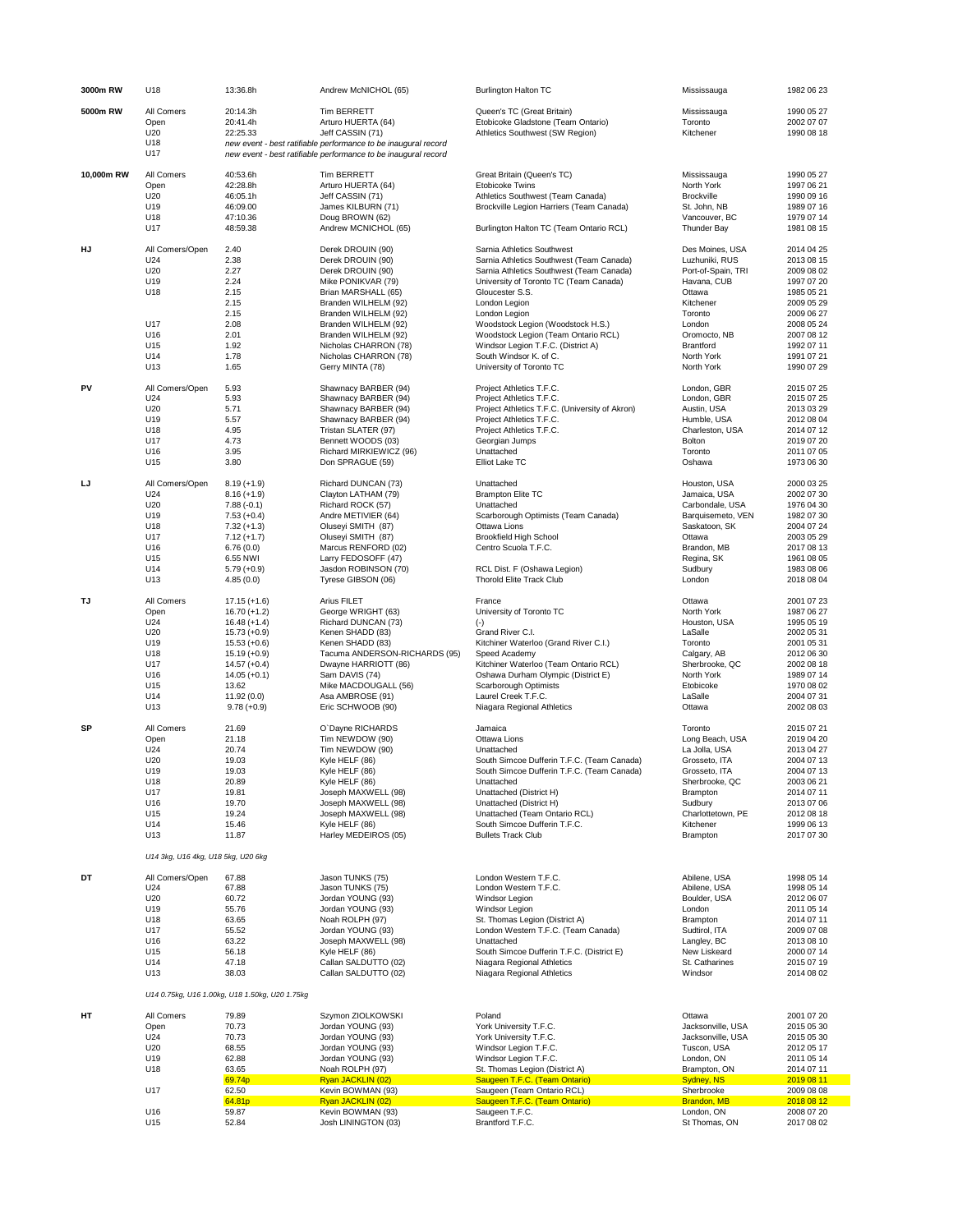| Event | Category | Mark | Athlete | Club | Location | Date |
|---|---|---|---|---|---|---|
| **3000m RW** | U18 | 13:36.8h | Andrew McNICHOL (65) | Burlington Halton TC | Mississauga | 1982 06 23 |
| **5000m RW** | All Comers | 20:14.3h | Tim BERRETT | Queen's TC (Great Britain) | Mississauga | 1990 05 27 |
| | Open | 20:41.4h | Arturo HUERTA (64) | Etobicoke Gladstone (Team Ontario) | Toronto | 2002 07 07 |
| | U20 | 22:25.33 | Jeff CASSIN (71) | Athletics Southwest (SW Region) | Kitchener | 1990 08 18 |
| | U18 | | *new event - best ratifiable performance to be inaugural record* | | | |
| | U17 | | *new event - best ratifiable performance to be inaugural record* | | | |
| **10,000m RW** | All Comers | 40:53.6h | Tim BERRETT | Great Britain (Queen's TC) | Mississauga | 1990 05 27 |
| | Open | 42:28.8h | Arturo HUERTA (64) | Etobicoke Twins | North York | 1997 06 21 |
| | U20 | 46:05.1h | Jeff CASSIN (71) | Athletics Southwest (Team Canada) | Brockville | 1990 09 16 |
| | U19 | 46:09.00 | James KILBURN (71) | Brockville Legion Harriers (Team Canada) | St. John, NB | 1989 07 16 |
| | U18 | 47:10.36 | Doug BROWN (62) | | Vancouver, BC | 1979 07 14 |
| | U17 | 48:59.38 | Andrew MCNICHOL (65) | Burlington Halton TC (Team Ontario RCL) | Thunder Bay | 1981 08 15 |
| **HJ** | All Comers/Open | 2.40 | Derek DROUIN (90) | Sarnia Athletics Southwest | Des Moines, USA | 2014 04 25 |
| | U24 | 2.38 | Derek DROUIN (90) | Sarnia Athletics Southwest (Team Canada) | Luzhuniki, RUS | 2013 08 15 |
| | U20 | 2.27 | Derek DROUIN (90) | Sarnia Athletics Southwest (Team Canada) | Port-of-Spain, TRI | 2009 08 02 |
| | U19 | 2.24 | Mike PONIKVAR (79) | University of Toronto TC (Team Canada) | Havana, CUB | 1997 07 20 |
| | U18 | 2.15 | Brian MARSHALL (65) | Gloucester S.S. | Ottawa | 1985 05 21 |
| | | 2.15 | Branden WILHELM (92) | London Legion | Kitchener | 2009 05 29 |
| | | 2.15 | Branden WILHELM (92) | London Legion | Toronto | 2009 06 27 |
| | U17 | 2.08 | Branden WILHELM (92) | Woodstock Legion (Woodstock H.S.) | London | 2008 05 24 |
| | U16 | 2.01 | Branden WILHELM (92) | Woodstock Legion (Team Ontario RCL) | Oromocto, NB | 2007 08 12 |
| | U15 | 1.92 | Nicholas CHARRON (78) | Windsor Legion T.F.C. (District A) | Brantford | 1992 07 11 |
| | U14 | 1.78 | Nicholas CHARRON (78) | South Windsor K. of C. | North York | 1991 07 21 |
| | U13 | 1.65 | Gerry MINTA (78) | University of Toronto TC | North York | 1990 07 29 |
| **PV** | All Comers/Open | 5.93 | Shawnacy BARBER (94) | Project Athletics T.F.C. | London, GBR | 2015 07 25 |
| | U24 | 5.93 | Shawnacy BARBER (94) | Project Athletics T.F.C. | London, GBR | 2015 07 25 |
| | U20 | 5.71 | Shawnacy BARBER (94) | Project Athletics T.F.C. (University of Akron) | Austin, USA | 2013 03 29 |
| | U19 | 5.57 | Shawnacy BARBER (94) | Project Athletics T.F.C. | Humble, USA | 2012 08 04 |
| | U18 | 4.95 | Tristan SLATER (97) | Project Athletics T.F.C. | Charleston, USA | 2014 07 12 |
| | U17 | 4.73 | Bennett WOODS (03) | Georgian Jumps | Bolton | 2019 07 20 |
| | U16 | 3.95 | Richard MIRKIEWICZ (96) | Unattached | Toronto | 2011 07 05 |
| | U15 | 3.80 | Don SPRAGUE (59) | Elliot Lake TC | Oshawa | 1973 06 30 |
| **LJ** | All Comers/Open | 8.19 (+1.9) | Richard DUNCAN (73) | Unattached | Houston, USA | 2000 03 25 |
| | U24 | 8.16 (+1.9) | Clayton LATHAM (79) | Brampton Elite TC | Jamaica, USA | 2002 07 30 |
| | U20 | 7.88 (-0.1) | Richard ROCK (57) | Unattached | Carbondale, USA | 1976 04 30 |
| | U19 | 7.53 (+0.4) | Andre METIVIER (64) | Scarborough Optimists (Team Canada) | Barquisemeto, VEN | 1982 07 30 |
| | U18 | 7.32 (+1.3) | Oluseyi SMITH (87) | Ottawa Lions | Saskatoon, SK | 2004 07 24 |
| | U17 | 7.12 (+1.7) | Oluseyi SMITH (87) | Brookfield High School | Ottawa | 2003 05 29 |
| | U16 | 6.76 (0.0) | Marcus RENFORD (02) | Centro Scuola T.F.C. | Brandon, MB | 2017 08 13 |
| | U15 | 6.55 NWI | Larry FEDOSOFF (47) | | Regina, SK | 1961 08 05 |
| | U14 | 5.79 (+0.9) | Jasdon ROBINSON (70) | RCL Dist. F (Oshawa Legion) | Sudbury | 1983 08 06 |
| | U13 | 4.85 (0.0) | Tyrese GIBSON (06) | Thorold Elite Track Club | London | 2018 08 04 |
| **TJ** | All Comers | 17.15 (+1.6) | Arius FILET | France | Ottawa | 2001 07 23 |
| | Open | 16.70 (+1.2) | George WRIGHT (63) | University of Toronto TC | North York | 1987 06 27 |
| | U24 | 16.48 (+1.4) | Richard DUNCAN (73) | (-) | Houston, USA | 1995 05 19 |
| | U20 | 15.73 (+0.9) | Kenen SHADD (83) | Grand River C.I. | LaSalle | 2002 05 31 |
| | U19 | 15.53 (+0.6) | Kenen SHADD (83) | Kitchener Waterloo (Grand River C.I.) | Toronto | 2001 05 31 |
| | U18 | 15.19 (+0.9) | Tacuma ANDERSON-RICHARDS (95) | Speed Academy | Calgary, AB | 2012 06 30 |
| | U17 | 14.57 (+0.4) | Dwayne HARRIOTT (86) | Kitchener Waterloo (Team Ontario RCL) | Sherbrooke, QC | 2002 08 18 |
| | U16 | 14.05 (+0.1) | Sam DAVIS (74) | Oshawa Durham Olympic (District E) | North York | 1989 07 14 |
| | U15 | 13.62 | Mike MACDOUGALL (56) | Scarborough Optimists | Etobicoke | 1970 08 02 |
| | U14 | 11.92 (0.0) | Asa AMBROSE (91) | Laurel Creek T.F.C. | LaSalle | 2004 07 31 |
| | U13 | 9.78 (+0.9) | Eric SCHWOOB (90) | Niagara Regional Athletics | Ottawa | 2002 08 03 |
| **SP** | All Comers | 21.69 | O`Dayne RICHARDS | Jamaica | Toronto | 2015 07 21 |
| | Open | 21.18 | Tim NEWDOW (90) | Ottawa Lions | Long Beach, USA | 2019 04 20 |
| | U24 | 20.74 | Tim NEWDOW (90) | Unattached | La Jolla, USA | 2013 04 27 |
| | U20 | 19.03 | Kyle HELF (86) | South Simcoe Dufferin T.F.C. (Team Canada) | Grosseto, ITA | 2004 07 13 |
| | U19 | 19.03 | Kyle HELF (86) | South Simcoe Dufferin T.F.C. (Team Canada) | Grosseto, ITA | 2004 07 13 |
| | U18 | 20.89 | Kyle HELF (86) | Unattached | Sherbrooke, QC | 2003 06 21 |
| | U17 | 19.81 | Joseph MAXWELL (98) | Unattached (District H) | Brampton | 2014 07 11 |
| | U16 | 19.70 | Joseph MAXWELL (98) | Unattached (District H) | Sudbury | 2013 07 06 |
| | U15 | 19.24 | Joseph MAXWELL (98) | Unattached (Team Ontario RCL) | Charlottetown, PE | 2012 08 18 |
| | U14 | 15.46 | Kyle HELF (86) | South Simcoe Dufferin T.F.C. | Kitchener | 1999 06 13 |
| | U13 | 11.87 | Harley MEDEIROS (05) | Bullets Track Club | Brampton | 2017 07 30 |
| | *U14 3kg, U16 4kg, U18 5kg, U20 6kg* | | | | | |
| **DT** | All Comers/Open | 67.88 | Jason TUNKS (75) | London Western T.F.C. | Abilene, USA | 1998 05 14 |
| | U24 | 67.88 | Jason TUNKS (75) | London Western T.F.C. | Abilene, USA | 1998 05 14 |
| | U20 | 60.72 | Jordan YOUNG (93) | Windsor Legion | Boulder, USA | 2012 06 07 |
| | U19 | 55.76 | Jordan YOUNG (93) | Windsor Legion | London | 2011 05 14 |
| | U18 | 63.65 | Noah ROLPH (97) | St. Thomas Legion (District A) | Brampton | 2014 07 11 |
| | U17 | 55.52 | Jordan YOUNG (93) | London Western T.F.C. (Team Canada) | Sudtirol, ITA | 2009 07 08 |
| | U16 | 63.22 | Joseph MAXWELL (98) | Unattached | Langley, BC | 2013 08 10 |
| | U15 | 56.18 | Kyle HELF (86) | South Simcoe Dufferin T.F.C. (District E) | New Liskeard | 2000 07 14 |
| | U14 | 47.18 | Callan SALDUTTO (02) | Niagara Regional Athletics | St. Catharines | 2015 07 19 |
| | U13 | 38.03 | Callan SALDUTTO (02) | Niagara Regional Athletics | Windsor | 2014 08 02 |
| | *U14 0.75kg, U16 1.00kg, U18 1.50kg, U20 1.75kg* | | | | | |
| **HT** | All Comers | 79.89 | Szymon ZIOLKOWSKI | Poland | Ottawa | 2001 07 20 |
| | Open | 70.73 | Jordan YOUNG (93) | York University T.F.C. | Jacksonville, USA | 2015 05 30 |
| | U24 | 70.73 | Jordan YOUNG (93) | York University T.F.C. | Jacksonville, USA | 2015 05 30 |
| | U20 | 68.55 | Jordan YOUNG (93) | Windsor Legion T.F.C. | Tuscon, USA | 2012 05 17 |
| | U19 | 62.88 | Jordan YOUNG (93) | Windsor Legion T.F.C. | London, ON | 2011 05 14 |
| | U18 | 63.65 | Noah ROLPH (97) | St. Thomas Legion (District A) | Brampton, ON | 2014 07 11 |
| | | 69.74p | Ryan JACKLIN (02) | Saugeen T.F.C. (Team Ontario) | Sydney, NS | 2019 08 11 |
| | U17 | 62.50 | Kevin BOWMAN (93) | Saugeen (Team Ontario RCL) | Sherbrooke | 2009 08 08 |
| | | 64.81p | Ryan JACKLIN (02) | Saugeen T.F.C. (Team Ontario) | Brandon, MB | 2018 08 12 |
| | U16 | 59.87 | Kevin BOWMAN (93) | Saugeen T.F.C. | London, ON | 2008 07 20 |
| | U15 | 52.84 | Josh LININGTON (03) | Brantford T.F.C. | St Thomas, ON | 2017 08 02 |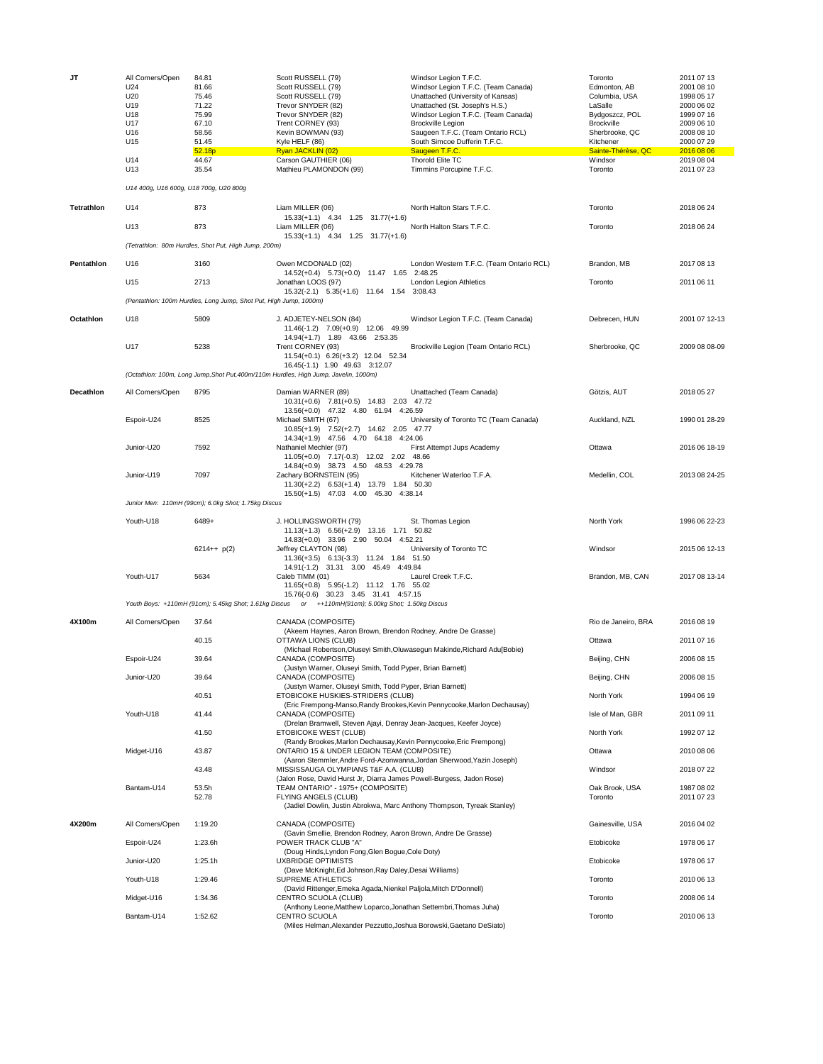| Event | Category | Mark | Athlete | Club | Location | Date |
|---|---|---|---|---|---|---|
| **JT** | All Comers/Open | 84.81 | Scott RUSSELL (79) | Windsor Legion T.F.C. | Toronto | 2011 07 13 |
| | U24 | 81.66 | Scott RUSSELL (79) | Windsor Legion T.F.C. (Team Canada) | Edmonton, AB | 2001 08 10 |
| | U20 | 75.46 | Scott RUSSELL (79) | Unattached (University of Kansas) | Columbia, USA | 1998 05 17 |
| | U19 | 71.22 | Trevor SNYDER (82) | Unattached (St. Joseph's H.S.) | LaSalle | 2000 06 02 |
| | U18 | 75.99 | Trevor SNYDER (82) | Windsor Legion T.F.C. (Team Canada) | Bydgoszcz, POL | 1999 07 16 |
| | U17 | 67.10 | Trent CORNEY (93) | Brockville Legion | Brockville | 2009 06 10 |
| | U16 | 58.56 | Kevin BOWMAN (93) | Saugeen T.F.C. (Team Ontario RCL) | Sherbrooke, QC | 2008 08 10 |
| | U15 | 51.45 | Kyle HELF (86) | South Simcoe Dufferin T.F.C. | Kitchener | 2000 07 29 |
| | | 52.18p | Ryan JACKLIN (02) | Saugeen T.F.C. | Sainte-Thérèse, QC | 2016 08 06 |
| | U14 | 44.67 | Carson GAUTHIER (06) | Thorold Elite TC | Windsor | 2019 08 04 |
| | U13 | 35.54 | Mathieu PLAMONDON (99) | Timmins Porcupine T.F.C. | Toronto | 2011 07 23 |

*U14 400g, U16 600g, U18 700g, U20 800g*

| Event | Category | Mark | Athlete | Club | Location | Date |
|---|---|---|---|---|---|---|
| **Tetrathlon** | U14 | 873 | Liam MILLER (06)<br>15.33(+1.1) 4.34 1.25 31.77(+1.6) | North Halton Stars T.F.C. | Toronto | 2018 06 24 |
| | U13 | 873 | Liam MILLER (06)<br>15.33(+1.1) 4.34 1.25 31.77(+1.6) | North Halton Stars T.F.C. | Toronto | 2018 06 24 |

*(Tetrathlon: 80m Hurdles, Shot Put, High Jump, 200m)*

| Event | Category | Mark | Athlete | Club | Location | Date |
|---|---|---|---|---|---|---|
| **Pentathlon** | U16 | 3160 | Owen MCDONALD (02)<br>14.52(+0.4) 5.73(+0.0) 11.47 1.65 2:48.25 | London Western T.F.C. (Team Ontario RCL) | Brandon, MB | 2017 08 13 |
| | U15 | 2713 | Jonathan LOOS (97)<br>15.32(-2.1) 5.35(+1.6) 11.64 1.54 3:08.43 | London Legion Athletics | Toronto | 2011 06 11 |

*(Pentathlon: 100m Hurdles, Long Jump, Shot Put, High Jump, 1000m)*

| Event | Category | Mark | Athlete | Club | Location | Date |
|---|---|---|---|---|---|---|
| **Octathlon** | U18 | 5809 | J. ADJETEY-NELSON (84)<br>11.46(-1.2) 7.09(+0.9) 12.06 49.99<br>14.94(+1.7) 1.89 43.66 2:53.35 | Windsor Legion T.F.C. (Team Canada) | Debrecen, HUN | 2001 07 12-13 |
| | U17 | 5238 | Trent CORNEY (93)<br>11.54(+0.1) 6.26(+3.2) 12.04 52.34<br>16.45(-1.1) 1.90 49.63 3:12.07 | Brockville Legion (Team Ontario RCL) | Sherbrooke, QC | 2009 08 08-09 |

*(Octathlon: 100m, Long Jump,Shot Put,400m/110m Hurdles, High Jump, Javelin, 1000m)*

| Event | Category | Mark | Athlete | Club | Location | Date |
|---|---|---|---|---|---|---|
| **Decathlon** | All Comers/Open | 8795 | Damian WARNER (89)<br>10.31(+0.6) 7.81(+0.5) 14.83 2.03 47.72<br>13.56(+0.0) 47.32 4.80 61.94 4:26.59 | Unattached (Team Canada) | Götzis, AUT | 2018 05 27 |
| | Espoir-U24 | 8525 | Michael SMITH (67)<br>10.85(+1.9) 7.52(+2.7) 14.62 2.05 47.77<br>14.34(+1.9) 47.56 4.70 64.18 4:24.06 | University of Toronto TC (Team Canada) | Auckland, NZL | 1990 01 28-29 |
| | Junior-U20 | 7592 | Nathaniel Mechler (97)<br>11.05(+0.0) 7.17(-0.3) 12.02 2.02 48.66<br>14.84(+0.9) 38.73 4.50 48.53 4:29.78 | First Attempt Jups Academy | Ottawa | 2016 06 18-19 |
| | Junior-U19 | 7097 | Zachary BORNSTEIN (95)<br>11.30(+2.2) 6.53(+1.4) 13.79 1.84 50.30<br>15.50(+1.5) 47.03 4.00 45.30 4:38.14 | Kitchener Waterloo T.F.A. | Medellin, COL | 2013 08 24-25 |

*Junior Men: 110mH (99cm); 6.0kg Shot; 1.75kg Discus*

| Event | Category | Mark | Athlete | Club | Location | Date |
|---|---|---|---|---|---|---|
| | Youth-U18 | 6489+ | J. HOLLINGSWORTH (79)<br>11.13(+1.3) 6.56(+2.9) 13.16 1.71 50.82<br>14.83(+0.0) 33.96 2.90 50.04 4:52.21 | St. Thomas Legion | North York | 1996 06 22-23 |
| | | 6214++ p(2) | Jeffrey CLAYTON (98)<br>11.36(+3.5) 6.13(-3.3) 11.24 1.84 51.50<br>14.91(-1.2) 31.31 3.00 45.49 4:49.84 | University of Toronto TC | Windsor | 2015 06 12-13 |
| | Youth-U17 | 5634 | Caleb TIMM (01)<br>11.65(+0.8) 5.95(-1.2) 11.12 1.76 55.02<br>15.76(-0.6) 30.23 3.45 31.41 4:57.15 | Laurel Creek T.F.C. | Brandon, MB, CAN | 2017 08 13-14 |

*Youth Boys: +110mH (91cm); 5.45kg Shot; 1.61kg Discus or ++110mH(91cm); 5.00kg Shot; 1.50kg Discus*

| Event | Category | Mark | Team | Location | Date |
|---|---|---|---|---|---|
| **4X100m** | All Comers/Open | 37.64 | CANADA (COMPOSITE)<br>(Akeem Haynes, Aaron Brown, Brendon Rodney, Andre De Grasse) | Rio de Janeiro, BRA | 2016 08 19 |
| | | 40.15 | OTTAWA LIONS (CLUB)<br>(Michael Robertson,Oluseyi Smith,Oluwasegun Makinde,Richard Adu[Bobie) | Ottawa | 2011 07 16 |
| | Espoir-U24 | 39.64 | CANADA (COMPOSITE)<br>(Justyn Warner, Oluseyi Smith, Todd Pyper, Brian Barnett) | Beijing, CHN | 2006 08 15 |
| | Junior-U20 | 39.64 | CANADA (COMPOSITE)<br>(Justyn Warner, Oluseyi Smith, Todd Pyper, Brian Barnett) | Beijing, CHN | 2006 08 15 |
| | | 40.51 | ETOBICOKE HUSKIES-STRIDERS (CLUB)<br>(Eric Frempong-Manso,Randy Brookes,Kevin Pennycooke,Marlon Dechausay) | North York | 1994 06 19 |
| | Youth-U18 | 41.44 | CANADA (COMPOSITE)<br>(Drelan Bramwell, Steven Ajayi, Denray Jean-Jacques, Keefer Joyce) | Isle of Man, GBR | 2011 09 11 |
| | | 41.50 | ETOBICOKE WEST (CLUB)<br>(Randy Brookes,Marlon Dechausay,Kevin Pennycooke,Eric Frempong) | North York | 1992 07 12 |
| | Midget-U16 | 43.87 | ONTARIO 15 & UNDER LEGION TEAM (COMPOSITE)<br>(Aaron Stemmler,Andre Ford-Azonwanna,Jordan Sherwood,Yazin Joseph) | Ottawa | 2010 08 06 |
| | | 43.48 | MISSISSAUGA OLYMPIANS T&F A.A. (CLUB)<br>(Jalon Rose, David Hurst Jr, Diarra James Powell-Burgess, Jadon Rose) | Windsor | 2018 07 22 |
| | Bantam-U14 | 53.5h | TEAM ONTARIO" - 1975+ (COMPOSITE) | Oak Brook, USA | 1987 08 02 |
| | | 52.78 | FLYING ANGELS (CLUB)<br>(Jadiel Dowlin, Justin Abrokwa, Marc Anthony Thompson, Tyreak Stanley) | Toronto | 2011 07 23 |

| Event | Category | Mark | Team | Location | Date |
|---|---|---|---|---|---|
| **4X200m** | All Comers/Open | 1:19.20 | CANADA (COMPOSITE)<br>(Gavin Smellie, Brendon Rodney, Aaron Brown, Andre De Grasse) | Gainesville, USA | 2016 04 02 |
| | Espoir-U24 | 1:23.6h | POWER TRACK CLUB "A"<br>(Doug Hinds,Lyndon Fong,Glen Bogue,Cole Doty) | Etobicoke | 1978 06 17 |
| | Junior-U20 | 1:25.1h | UXBRIDGE OPTIMISTS<br>(Dave McKnight,Ed Johnson,Ray Daley,Desai Williams) | Etobicoke | 1978 06 17 |
| | Youth-U18 | 1:29.46 | SUPREME ATHLETICS<br>(David Rittenger,Emeka Agada,Nienkel Paljola,Mitch D'Donnell) | Toronto | 2010 06 13 |
| | Midget-U16 | 1:34.36 | CENTRO SCUOLA (CLUB)<br>(Anthony Leone,Matthew Loparco,Jonathan Settembri,Thomas Juha) | Toronto | 2008 06 14 |
| | Bantam-U14 | 1:52.62 | CENTRO SCUOLA<br>(Miles Helman,Alexander Pezzutto,Joshua Borowski,Gaetano DeSiato) | Toronto | 2010 06 13 |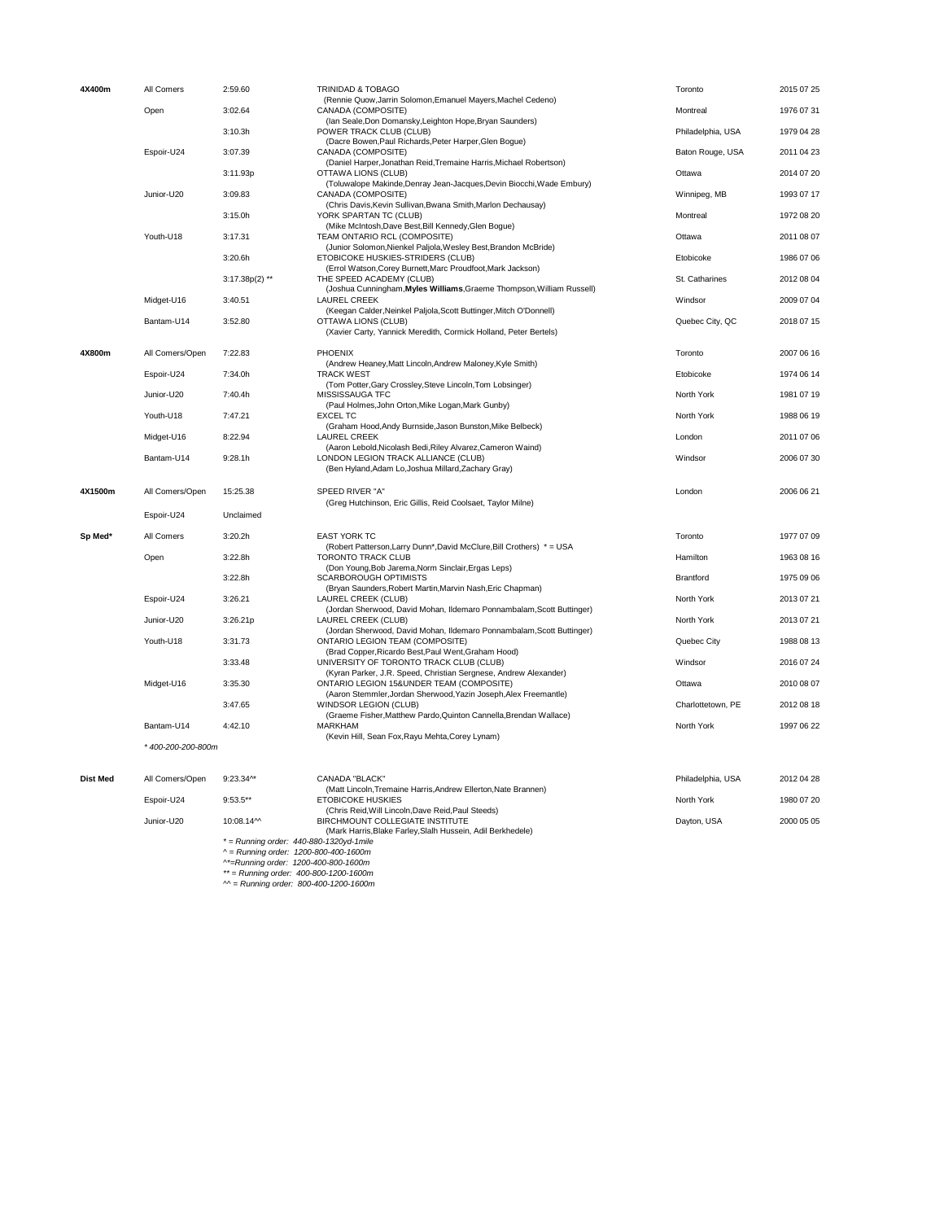| | | | | | |
|---|---|---|---|---|---|
| **4X400m** | All Comers | 2:59.60 | TRINIDAD & TOBAGO<br>(Rennie Quow,Jarrin Solomon,Emanuel Mayers,Machel Cedeno) | Toronto | 2015 07 25 |
| | Open | 3:02.64 | CANADA (COMPOSITE)<br>(Ian Seale,Don Domansky,Leighton Hope,Bryan Saunders) | Montreal | 1976 07 31 |
| | | 3:10.3h | POWER TRACK CLUB (CLUB)<br>(Dacre Bowen,Paul Richards,Peter Harper,Glen Bogue) | Philadelphia, USA | 1979 04 28 |
| | Espoir-U24 | 3:07.39 | CANADA (COMPOSITE)<br>(Daniel Harper,Jonathan Reid,Tremaine Harris,Michael Robertson) | Baton Rouge, USA | 2011 04 23 |
| | | 3:11.93p | OTTAWA LIONS (CLUB)<br>(Toluwalope Makinde,Denray Jean-Jacques,Devin Biocchi,Wade Embury) | Ottawa | 2014 07 20 |
| | Junior-U20 | 3:09.83 | CANADA (COMPOSITE)<br>(Chris Davis,Kevin Sullivan,Bwana Smith,Marlon Dechausay) | Winnipeg, MB | 1993 07 17 |
| | | 3:15.0h | YORK SPARTAN TC (CLUB)<br>(Mike McIntosh,Dave Best,Bill Kennedy,Glen Bogue) | Montreal | 1972 08 20 |
| | Youth-U18 | 3:17.31 | TEAM ONTARIO RCL (COMPOSITE)<br>(Junior Solomon,Nienkel Paljola,Wesley Best,Brandon McBride) | Ottawa | 2011 08 07 |
| | | 3:20.6h | ETOBICOKE HUSKIES-STRIDERS (CLUB)<br>(Errol Watson,Corey Burnett,Marc Proudfoot,Mark Jackson) | Etobicoke | 1986 07 06 |
| | | 3:17.38p(2) ** | THE SPEED ACADEMY (CLUB)<br>(Joshua Cunningham,**Myles Williams**,Graeme Thompson,William Russell) | St. Catharines | 2012 08 04 |
| | Midget-U16 | 3:40.51 | LAUREL CREEK<br>(Keegan Calder,Neinkel Paljola,Scott Buttinger,Mitch O'Donnell) | Windsor | 2009 07 04 |
| | Bantam-U14 | 3:52.80 | OTTAWA LIONS (CLUB)<br>(Xavier Carty, Yannick Meredith, Cormick Holland, Peter Bertels) | Quebec City, QC | 2018 07 15 |
| **4X800m** | All Comers/Open | 7:22.83 | PHOENIX<br>(Andrew Heaney,Matt Lincoln,Andrew Maloney,Kyle Smith) | Toronto | 2007 06 16 |
| | Espoir-U24 | 7:34.0h | TRACK WEST<br>(Tom Potter,Gary Crossley,Steve Lincoln,Tom Lobsinger) | Etobicoke | 1974 06 14 |
| | Junior-U20 | 7:40.4h | MISSISSAUGA TFC<br>(Paul Holmes,John Orton,Mike Logan,Mark Gunby) | North York | 1981 07 19 |
| | Youth-U18 | 7:47.21 | EXCEL TC<br>(Graham Hood,Andy Burnside,Jason Bunston,Mike Belbeck) | North York | 1988 06 19 |
| | Midget-U16 | 8:22.94 | LAUREL CREEK<br>(Aaron Lebold,Nicolash Bedi,Riley Alvarez,Cameron Waind) | London | 2011 07 06 |
| | Bantam-U14 | 9:28.1h | LONDON LEGION TRACK ALLIANCE (CLUB)<br>(Ben Hyland,Adam Lo,Joshua Millard,Zachary Gray) | Windsor | 2006 07 30 |
| **4X1500m** | All Comers/Open | 15:25.38 | SPEED RIVER "A"<br>(Greg Hutchinson, Eric Gillis, Reid Coolsaet, Taylor Milne) | London | 2006 06 21 |
| | Espoir-U24 | Unclaimed | | | |
| **Sp Med*** | All Comers | 3:20.2h | EAST YORK TC<br>(Robert Patterson,Larry Dunn*,David McClure,Bill Crothers) * = USA | Toronto | 1977 07 09 |
| | Open | 3:22.8h | TORONTO TRACK CLUB<br>(Don Young,Bob Jarema,Norm Sinclair,Ergas Leps) | Hamilton | 1963 08 16 |
| | | 3:22.8h | SCARBOROUGH OPTIMISTS<br>(Bryan Saunders,Robert Martin,Marvin Nash,Eric Chapman) | Brantford | 1975 09 06 |
| | Espoir-U24 | 3:26.21 | LAUREL CREEK (CLUB)<br>(Jordan Sherwood, David Mohan, Ildemaro Ponnambalam,Scott Buttinger) | North York | 2013 07 21 |
| | Junior-U20 | 3:26.21p | LAUREL CREEK (CLUB)<br>(Jordan Sherwood, David Mohan, Ildemaro Ponnambalam,Scott Buttinger) | North York | 2013 07 21 |
| | Youth-U18 | 3:31.73 | ONTARIO LEGION TEAM (COMPOSITE)<br>(Brad Copper,Ricardo Best,Paul Went,Graham Hood) | Quebec City | 1988 08 13 |
| | | 3:33.48 | UNIVERSITY OF TORONTO TRACK CLUB (CLUB)<br>(Kyran Parker, J.R. Speed, Christian Sergnese, Andrew Alexander) | Windsor | 2016 07 24 |
| | Midget-U16 | 3:35.30 | ONTARIO LEGION 15&UNDER TEAM (COMPOSITE)<br>(Aaron Stemmler,Jordan Sherwood,Yazin Joseph,Alex Freemantle) | Ottawa | 2010 08 07 |
| | | 3:47.65 | WINDSOR LEGION (CLUB)<br>(Graeme Fisher,Matthew Pardo,Quinton Cannella,Brendan Wallace) | Charlottetown, PE | 2012 08 18 |
| | Bantam-U14 | 4:42.10 | MARKHAM<br>(Kevin Hill, Sean Fox,Rayu Mehta,Corey Lynam) | North York | 1997 06 22 |
| | *\* 400-200-200-800m* | | | | |
| **Dist Med** | All Comers/Open | 9:23.34^* | CANADA "BLACK"<br>(Matt Lincoln,Tremaine Harris,Andrew Ellerton,Nate Brannen) | Philadelphia, USA | 2012 04 28 |
| | Espoir-U24 | 9:53.5** | ETOBICOKE HUSKIES<br>(Chris Reid,Will Lincoln,Dave Reid,Paul Steeds) | North York | 1980 07 20 |
| | Junior-U20 | 10:08.14^^ | BIRCHMOUNT COLLEGIATE INSTITUTE<br>(Mark Harris,Blake Farley,Slalh Hussein, Adil Berkhedele) | Dayton, USA | 2000 05 05 |

*\* = Running order: 440-880-1320yd-1mile*
*^ = Running order: 1200-800-400-1600m*
*^*=Running order: 1200-400-800-1600m*
*\*\* = Running order: 400-800-1200-1600m*
*^^ = Running order: 800-400-1200-1600m*